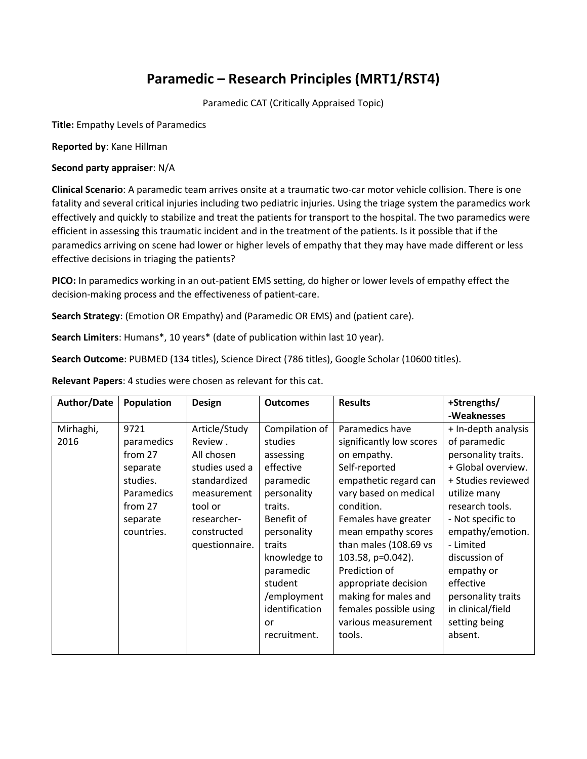# Paramedic – Research Principles (MRT1/RST4)

Paramedic CAT (Critically Appraised Topic)

**Title:** Empathy Levels of Paramedics

**Reported by**: Kane Hillman

**Second party appraiser**: N/A

**Clinical Scenario**: A paramedic team arrives onsite at a traumatic two-car motor vehicle collision. There is one fatality and several critical injuries including two pediatric injuries. Using the triage system the paramedics work effectively and quickly to stabilize and treat the patients for transport to the hospital. The two paramedics were efficient in assessing this traumatic incident and in the treatment of the patients. Is it possible that if the paramedics arriving on scene had lower or higher levels of empathy that they may have made different or less effective decisions in triaging the patients?

**PICO:** In paramedics working in an out-patient EMS setting, do higher or lower levels of empathy effect the decision-making process and the effectiveness of patient-care.

**Search Strategy**: (Emotion OR Empathy) and (Paramedic OR EMS) and (patient care).

**Search Limiters**: Humans*, 10 years* (date of publication within last 10 year).

**Search Outcome**: PUBMED (134 titles), Science Direct (786 titles), Google Scholar (10600 titles).

**Relevant Papers**: 4 studies were chosen as relevant for this cat.

| Author/Date | Population | Design | Outcomes | Results | +Strengths/ -Weaknesses |
|---|---|---|---|---|---|
| Mirhaghi, 2016 | 9721 paramedics from 27 separate studies. Paramedics from 27 separate countries. | Article/Study Review . All chosen studies used a standardized measurement tool or researcher-constructed questionnaire. | Compilation of studies assessing effective paramedic personality traits. Benefit of personality traits knowledge to paramedic student /employment identification or recruitment. | Paramedics have significantly low scores on empathy. Self-reported empathetic regard can vary based on medical condition. Females have greater mean empathy scores than males (108.69 vs 103.58, $p=0.042$). Prediction of appropriate decision making for males and females possible using various measurement tools. | + In-depth analysis of paramedic personality traits. + Global overview. + Studies reviewed utilize many research tools. - Not specific to empathy/emotion. - Limited discussion of empathy or effective personality traits in clinical/field setting being absent. |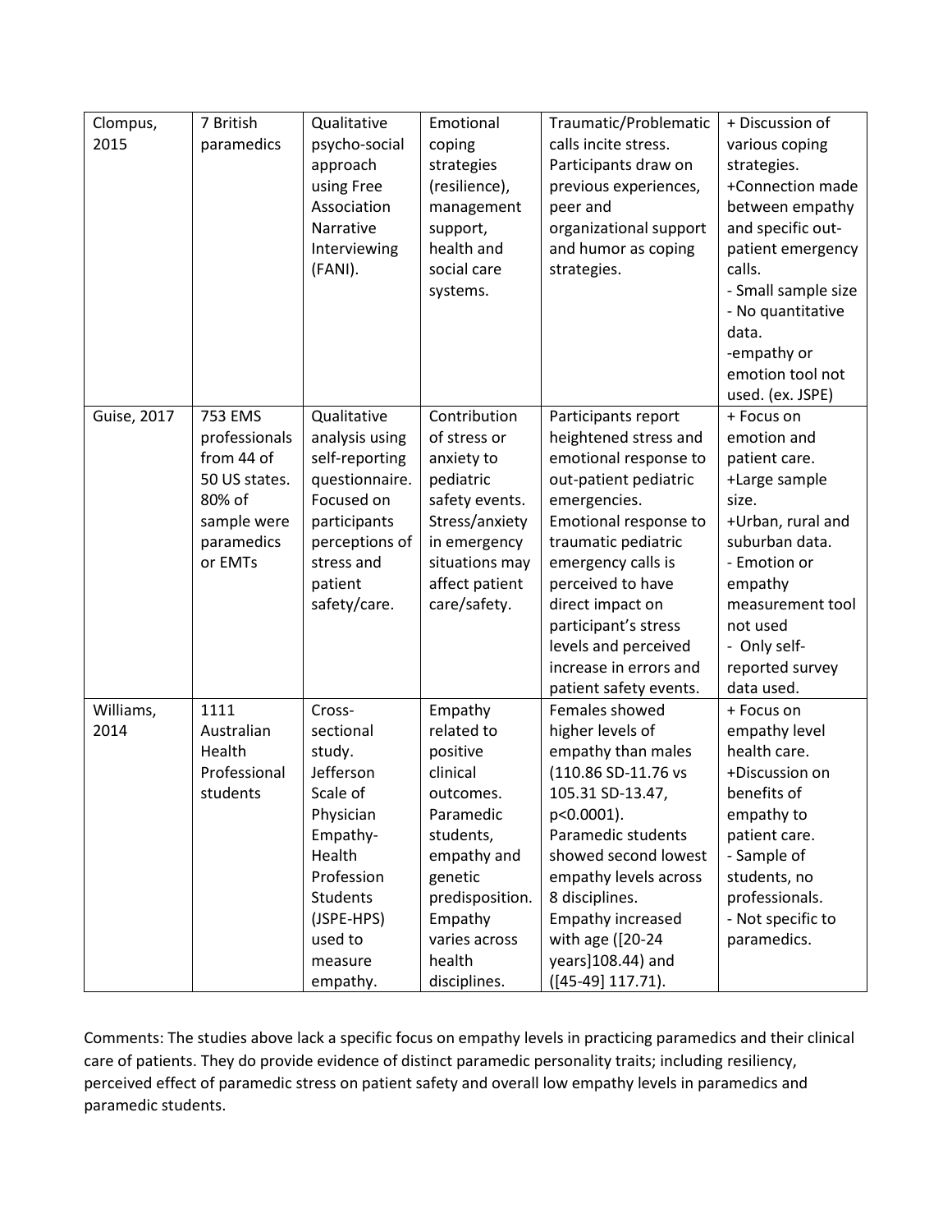| Clompus, 2015 | 7 British paramedics | Qualitative psycho-social approach using Free Association Narrative Interviewing (FANI). | Emotional coping strategies (resilience), management support, health and social care systems. | Traumatic/Problematic calls incite stress. Participants draw on previous experiences, peer and organizational support and humor as coping strategies. | + Discussion of various coping strategies.<br>+Connection made between empathy and specific out-patient emergency calls.<br>- Small sample size<br>- No quantitative data.<br>-empathy or emotion tool not used. (ex. JSPE) |
|---|---|---|---|---|---|
| Guise, 2017 | 753 EMS professionals from 44 of 50 US states. 80% of sample were paramedics or EMTs | Qualitative analysis using self-reporting questionnaire. Focused on participants perceptions of stress and patient safety/care. | Contribution of stress or anxiety to pediatric safety events. Stress/anxiety in emergency situations may affect patient care/safety. | Participants report heightened stress and emotional response to out-patient pediatric emergencies. Emotional response to traumatic pediatric emergency calls is perceived to have direct impact on participant's stress levels and perceived increase in errors and patient safety events. | + Focus on emotion and patient care.<br>+Large sample size.<br>+Urban, rural and suburban data.<br>- Emotion or empathy measurement tool not used<br>- Only self-reported survey data used. |
| Williams, 2014 | 1111 Australian Health Professional students | Cross-sectional study. Jefferson Scale of Physician Empathy-Health Profession Students (JSPE-HPS) used to measure empathy. | Empathy related to positive clinical outcomes. Paramedic students, empathy and genetic predisposition. Empathy varies across health disciplines. | Females showed higher levels of empathy than males (110.86 SD-11.76 vs 105.31 SD-13.47, $p<0.0001$). Paramedic students showed second lowest empathy levels across 8 disciplines. Empathy increased with age ([20-24 years]108.44) and ([45-49] 117.71). | + Focus on empathy level health care.<br>+Discussion on benefits of empathy to patient care.<br>- Sample of students, no professionals.<br>- Not specific to paramedics. |

Comments: The studies above lack a specific focus on empathy levels in practicing paramedics and their clinical care of patients. They do provide evidence of distinct paramedic personality traits; including resiliency, perceived effect of paramedic stress on patient safety and overall low empathy levels in paramedics and paramedic students.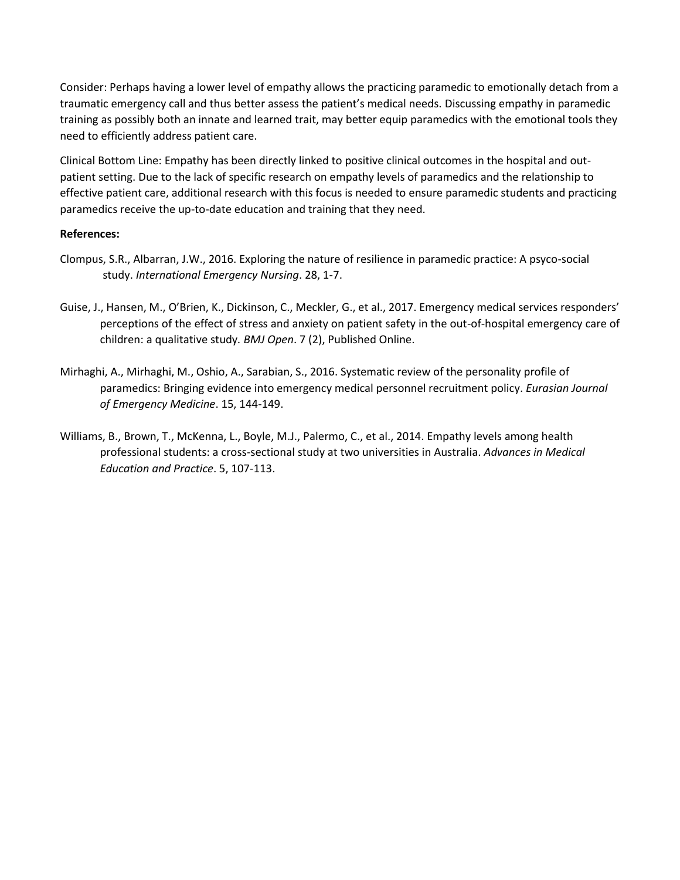Consider: Perhaps having a lower level of empathy allows the practicing paramedic to emotionally detach from a traumatic emergency call and thus better assess the patient's medical needs. Discussing empathy in paramedic training as possibly both an innate and learned trait, may better equip paramedics with the emotional tools they need to efficiently address patient care.

Clinical Bottom Line: Empathy has been directly linked to positive clinical outcomes in the hospital and out-patient setting. Due to the lack of specific research on empathy levels of paramedics and the relationship to effective patient care, additional research with this focus is needed to ensure paramedic students and practicing paramedics receive the up-to-date education and training that they need.

**References:**

Clompus, S.R., Albarran, J.W., 2016. Exploring the nature of resilience in paramedic practice: A psyco-social study. *International Emergency Nursing*. 28, 1-7.

Guise, J., Hansen, M., O'Brien, K., Dickinson, C., Meckler, G., et al., 2017. Emergency medical services responders' perceptions of the effect of stress and anxiety on patient safety in the out-of-hospital emergency care of children: a qualitative study. *BMJ Open*. 7 (2), Published Online.

Mirhaghi, A., Mirhaghi, M., Oshio, A., Sarabian, S., 2016. Systematic review of the personality profile of paramedics: Bringing evidence into emergency medical personnel recruitment policy. *Eurasian Journal of Emergency Medicine*. 15, 144-149.

Williams, B., Brown, T., McKenna, L., Boyle, M.J., Palermo, C., et al., 2014. Empathy levels among health professional students: a cross-sectional study at two universities in Australia. *Advances in Medical Education and Practice*. 5, 107-113.